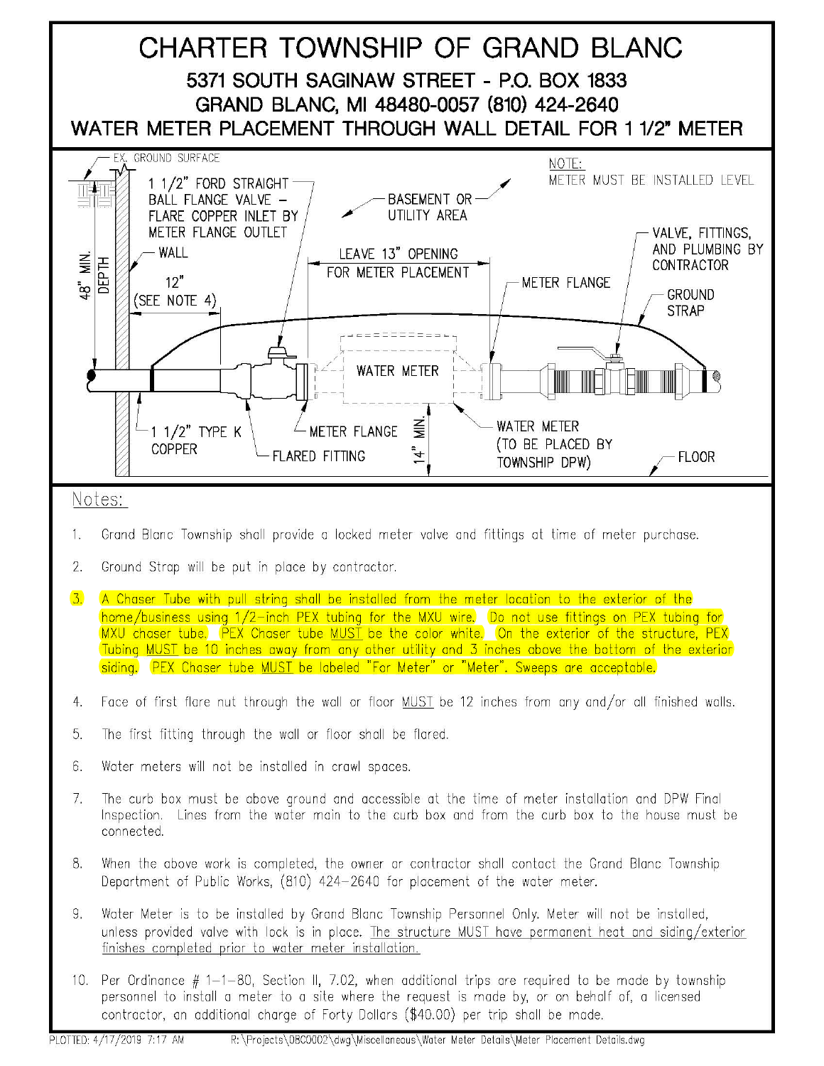# CHARTER TOWNSHIP OF GRAND BLANC

## 5371 SOUTH SAGINAW STREET - P.O. BOX 1833
## GRAND BLANC, MI 48480-0057 (810) 424-2640
## WATER METER PLACEMENT THROUGH WALL DETAIL FOR 1 1/2" METER

EX. GROUND SURFACE

1 1/2" FORD STRAIGHT BALL FLANGE VALVE – FLARE COPPER INLET BY METER FLANGE OUTLET

BASEMENT OR UTILITY AREA

NOTE:
METER MUST BE INSTALLED LEVEL

48" MIN. DEPTH

WALL

LEAVE 13" OPENING FOR METER PLACEMENT

VALVE, FITTINGS, AND PLUMBING BY CONTRACTOR

12" (SEE NOTE 4)

METER FLANGE

GROUND STRAP

WATER METER

1 1/2" TYPE K COPPER

METER FLANGE

FLARED FITTING

14" MIN.

WATER METER (TO BE PLACED BY TOWNSHIP DPW)

FLOOR

Notes:

1. Grand Blanc Township shall provide a locked meter valve and fittings at time of meter purchase.
2. Ground Strap will be put in place by contractor.
3. A Chaser Tube with pull string shall be installed from the meter location to the exterior of the home/business using 1/2-inch PEX tubing for the MXU wire. Do not use fittings on PEX tubing for MXU chaser tube. PEX Chaser tube <u>MUST</u> be the color white. On the exterior of the structure, PEX Tubing <u>MUST</u> be 10 inches away from any other utility and 3 inches above the bottom of the exterior siding. PEX Chaser tube <u>MUST</u> be labeled "For Meter" or "Meter". Sweeps are acceptable.
4. Face of first flare nut through the wall or floor <u>MUST</u> be 12 inches from any and/or all finished walls.
5. The first fitting through the wall or floor shall be flared.
6. Water meters will not be installed in crawl spaces.
7. The curb box must be above ground and accessible at the time of meter installation and DPW Final Inspection. Lines from the water main to the curb box and from the curb box to the house must be connected.
8. When the above work is completed, the owner or contractor shall contact the Grand Blanc Township Department of Public Works, (810) 424-2640 for placement of the water meter.
9. Water Meter is to be installed by Grand Blanc Township Personnel Only. Meter will not be installed, unless provided valve with lock is in place. <u>The structure MUST have permanent heat and siding/exterior finishes completed prior to water meter installation.</u>
10. Per Ordinance # 1-1-80, Section II, 7.02, when additional trips are required to be made by township personnel to install a meter to a site where the request is made by, or on behalf of, a licensed contractor, an additional charge of Forty Dollars ($40.00) per trip shall be made.

PLOTTED: 4/17/2019 7:17 AM R:\Projects\0BC0002\dwg\Miscellaneous\Water Meter Details\Meter Placement Details.dwg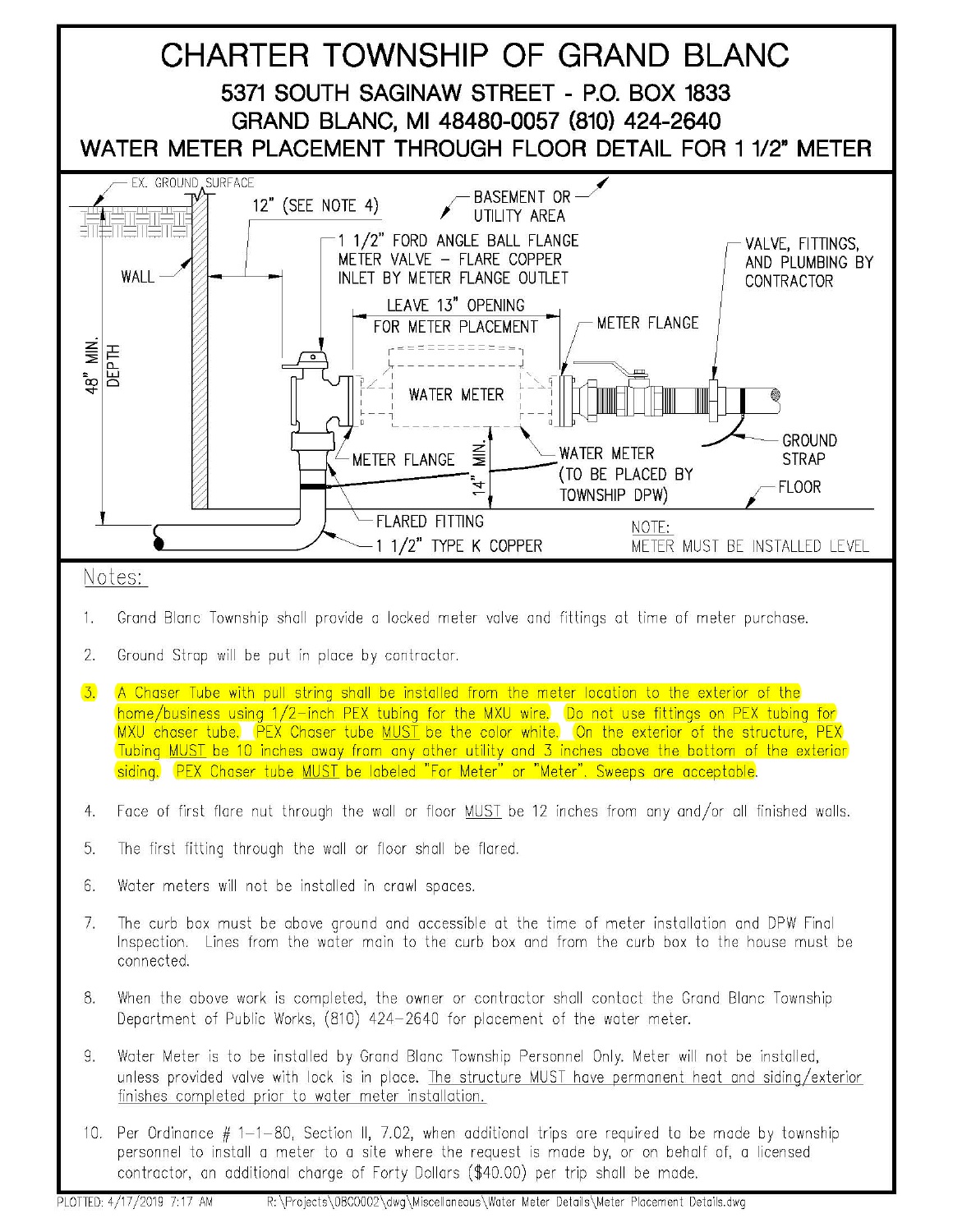# CHARTER TOWNSHIP OF GRAND BLANC

## 5371 SOUTH SAGINAW STREET - P.O. BOX 1833

## GRAND BLANC, MI 48480-0057 (810) 424-2640

## WATER METER PLACEMENT THROUGH FLOOR DETAIL FOR 1 1/2" METER

EX. GROUND SURFACE

12" (SEE NOTE 4)

BASEMENT OR UTILITY AREA

WALL

1 1/2" FORD ANGLE BALL FLANGE METER VALVE - FLARE COPPER INLET BY METER FLANGE OUTLET

VALVE, FITTINGS, AND PLUMBING BY CONTRACTOR

LEAVE 13" OPENING FOR METER PLACEMENT

METER FLANGE

48" MIN. DEPTH

WATER METER

GROUND STRAP

METER FLANGE

14" MIN.

WATER METER (TO BE PLACED BY TOWNSHIP DPW)

FLOOR

FLARED FITTING

1 1/2" TYPE K COPPER

NOTE:
METER MUST BE INSTALLED LEVEL

Notes:

1. Grand Blanc Township shall provide a locked meter valve and fittings at time of meter purchase.
2. Ground Strap will be put in place by contractor.
3. A Chaser Tube with pull string shall be installed from the meter location to the exterior of the home/business using 1/2-inch PEX tubing for the MXU wire. Do not use fittings on PEX tubing for MXU chaser tube. PEX Chaser tube MUST be the color white. On the exterior of the structure, PEX Tubing MUST be 10 inches away from any other utility and 3 inches above the bottom of the exterior siding. PEX Chaser tube MUST be labeled "For Meter" or "Meter". Sweeps are acceptable.
4. Face of first flare nut through the wall or floor MUST be 12 inches from any and/or all finished walls.
5. The first fitting through the wall or floor shall be flared.
6. Water meters will not be installed in crawl spaces.
7. The curb box must be above ground and accessible at the time of meter installation and DPW Final Inspection. Lines from the water main to the curb box and from the curb box to the house must be connected.
8. When the above work is completed, the owner or contractor shall contact the Grand Blanc Township Department of Public Works, (810) 424-2640 for placement of the water meter.
9. Water Meter is to be installed by Grand Blanc Township Personnel Only. Meter will not be installed, unless provided valve with lock is in place. The structure MUST have permanent heat and siding/exterior finishes completed prior to water meter installation.
10. Per Ordinance # 1-1-80, Section II, 7.02, when additional trips are required to be made by township personnel to install a meter to a site where the request is made by, or on behalf of, a licensed contractor, an additional charge of Forty Dollars ($40.00) per trip shall be made.

PLOTTED: 4/17/2019 7:17 AM R:\Projects\0BC0002\dwg\Miscellaneous\Water Meter Details\Meter Placement Details.dwg